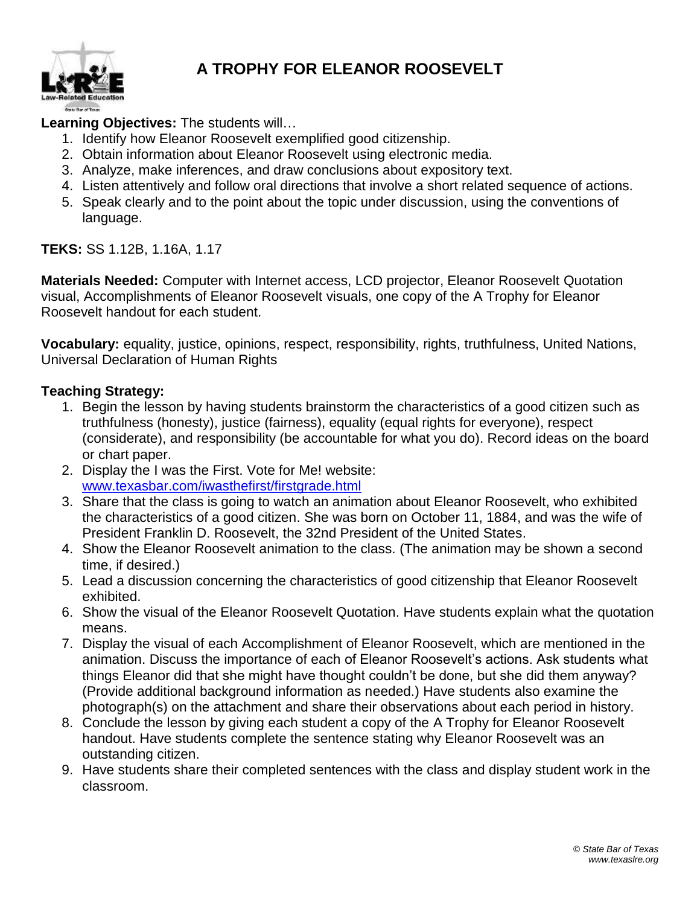# A TROPHY FOR ELEANOR ROOSEVELT

**Learning Objectives:** The students will…

1. Identify how Eleanor Roosevelt exemplified good citizenship.
2. Obtain information about Eleanor Roosevelt using electronic media.
3. Analyze, make inferences, and draw conclusions about expository text.
4. Listen attentively and follow oral directions that involve a short related sequence of actions.
5. Speak clearly and to the point about the topic under discussion, using the conventions of language.

**TEKS:** SS 1.12B, 1.16A, 1.17

**Materials Needed:** Computer with Internet access, LCD projector, Eleanor Roosevelt Quotation visual, Accomplishments of Eleanor Roosevelt visuals, one copy of the A Trophy for Eleanor Roosevelt handout for each student.

**Vocabulary:** equality, justice, opinions, respect, responsibility, rights, truthfulness, United Nations, Universal Declaration of Human Rights

**Teaching Strategy:**

1. Begin the lesson by having students brainstorm the characteristics of a good citizen such as truthfulness (honesty), justice (fairness), equality (equal rights for everyone), respect (considerate), and responsibility (be accountable for what you do). Record ideas on the board or chart paper.
2. Display the I was the First. Vote for Me! website: www.texasbar.com/iwasthefirst/firstgrade.html
3. Share that the class is going to watch an animation about Eleanor Roosevelt, who exhibited the characteristics of a good citizen. She was born on October 11, 1884, and was the wife of President Franklin D. Roosevelt, the 32nd President of the United States.
4. Show the Eleanor Roosevelt animation to the class. (The animation may be shown a second time, if desired.)
5. Lead a discussion concerning the characteristics of good citizenship that Eleanor Roosevelt exhibited.
6. Show the visual of the Eleanor Roosevelt Quotation. Have students explain what the quotation means.
7. Display the visual of each Accomplishment of Eleanor Roosevelt, which are mentioned in the animation. Discuss the importance of each of Eleanor Roosevelt's actions. Ask students what things Eleanor did that she might have thought couldn't be done, but she did them anyway? (Provide additional background information as needed.) Have students also examine the photograph(s) on the attachment and share their observations about each period in history.
8. Conclude the lesson by giving each student a copy of the A Trophy for Eleanor Roosevelt handout. Have students complete the sentence stating why Eleanor Roosevelt was an outstanding citizen.
9. Have students share their completed sentences with the class and display student work in the classroom.

*© State Bar of Texas*
*www.texaslre.org*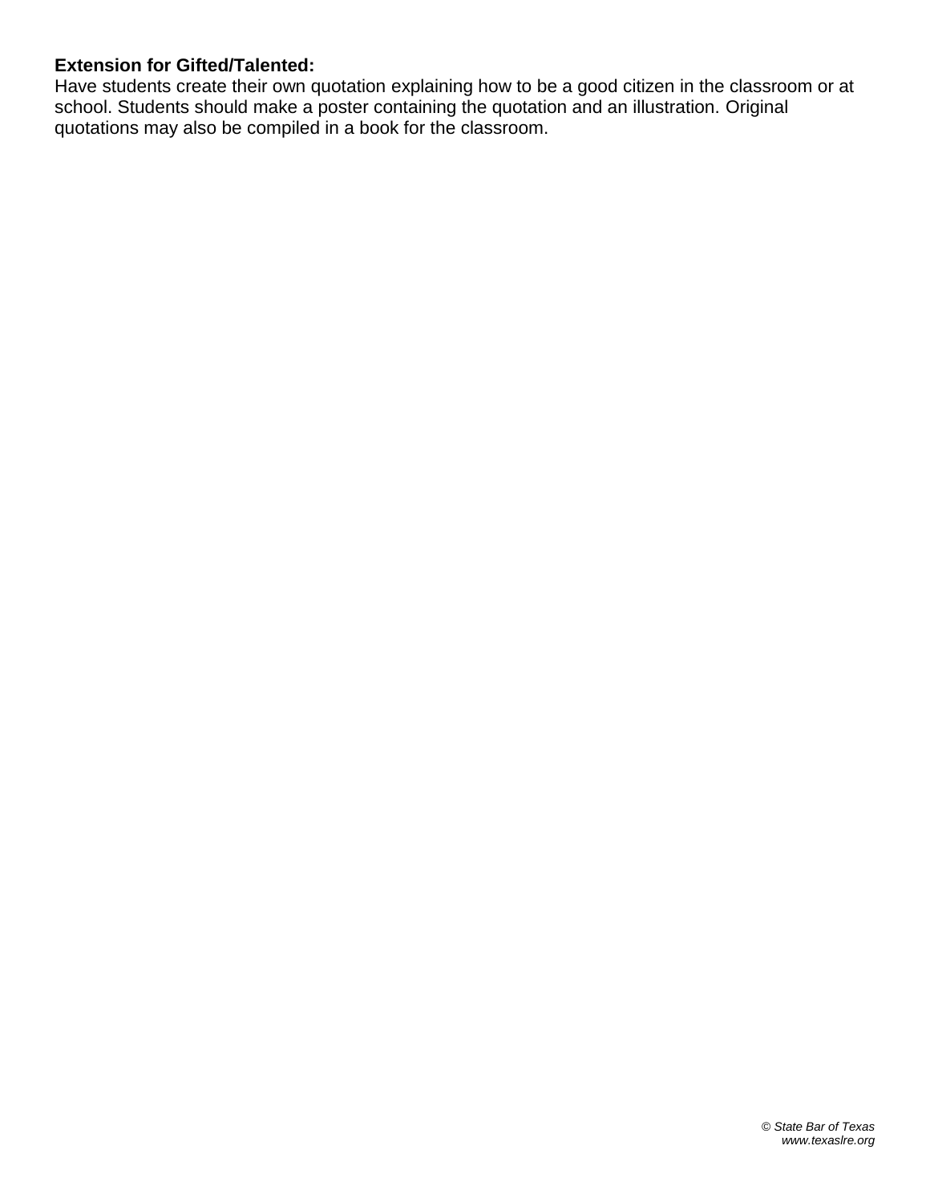**Extension for Gifted/Talented:**
Have students create their own quotation explaining how to be a good citizen in the classroom or at school. Students should make a poster containing the quotation and an illustration. Original quotations may also be compiled in a book for the classroom.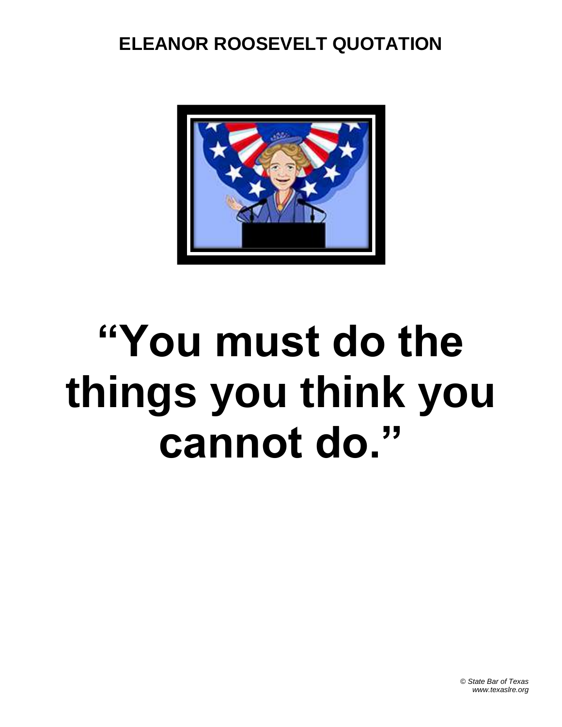# ELEANOR ROOSEVELT QUOTATION

# "You must do the things you think you cannot do."

*© State Bar of Texas*
*www.texaslre.org*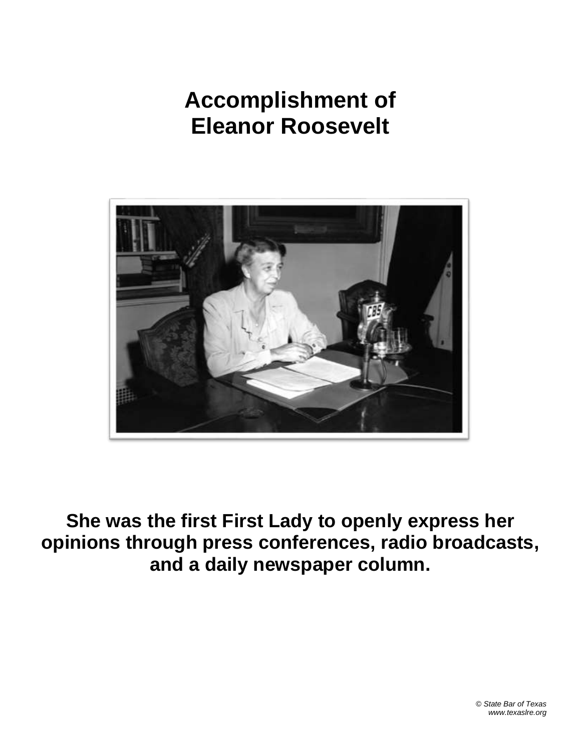# Accomplishment of Eleanor Roosevelt

**She was the first First Lady to openly express her opinions through press conferences, radio broadcasts, and a daily newspaper column.**

*© State Bar of Texas*
*www.texaslre.org*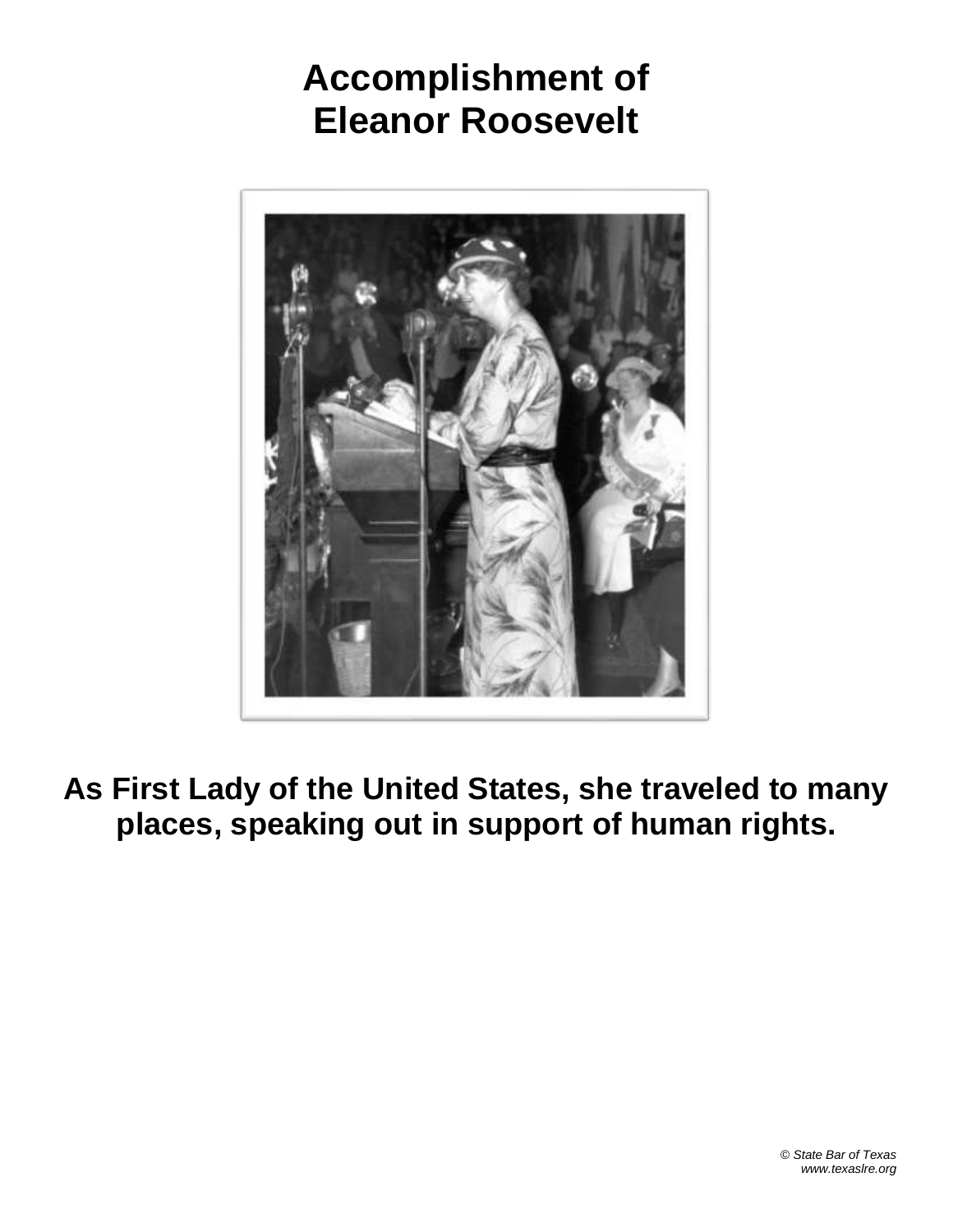# Accomplishment of Eleanor Roosevelt

**As First Lady of the United States, she traveled to many places, speaking out in support of human rights.**

*© State Bar of Texas*
*www.texaslre.org*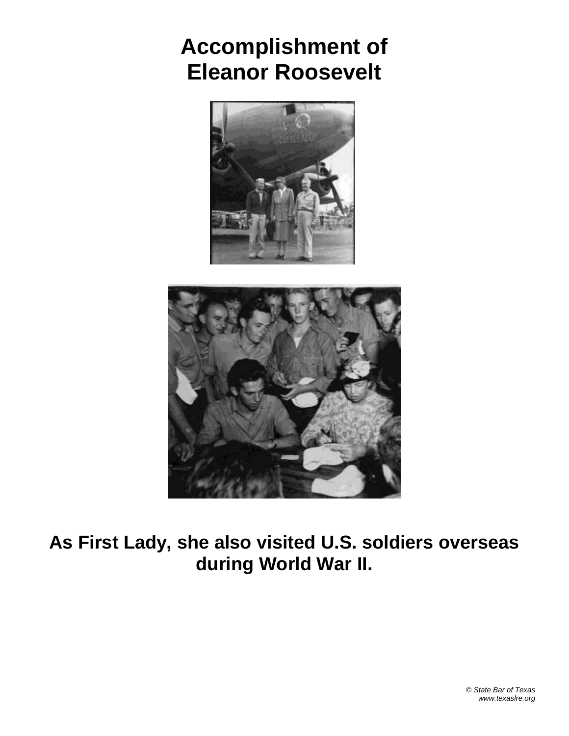# Accomplishment of Eleanor Roosevelt

**As First Lady, she also visited U.S. soldiers overseas during World War II.**

*© State Bar of Texas*
*www.texaslre.org*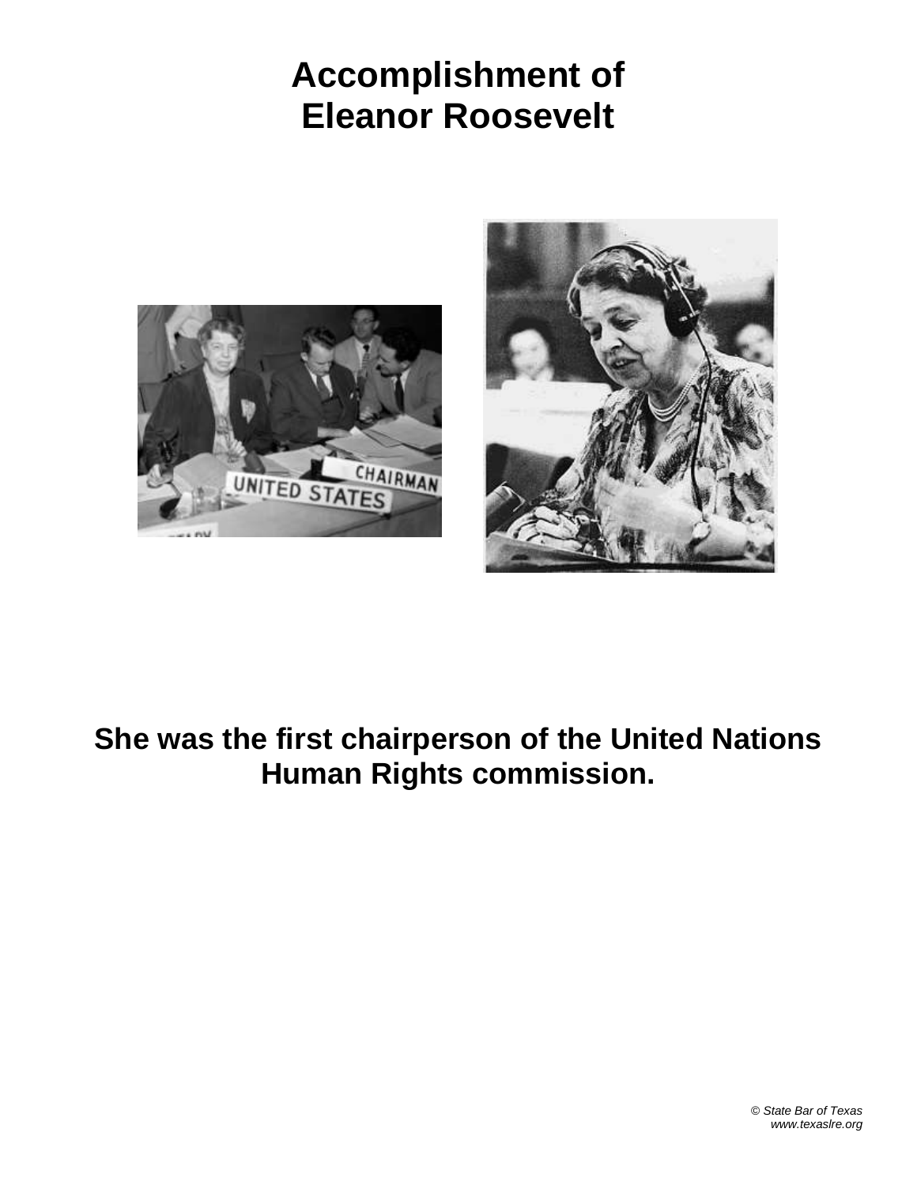# Accomplishment of Eleanor Roosevelt

**She was the first chairperson of the United Nations Human Rights commission.**

*© State Bar of Texas*
*www.texaslre.org*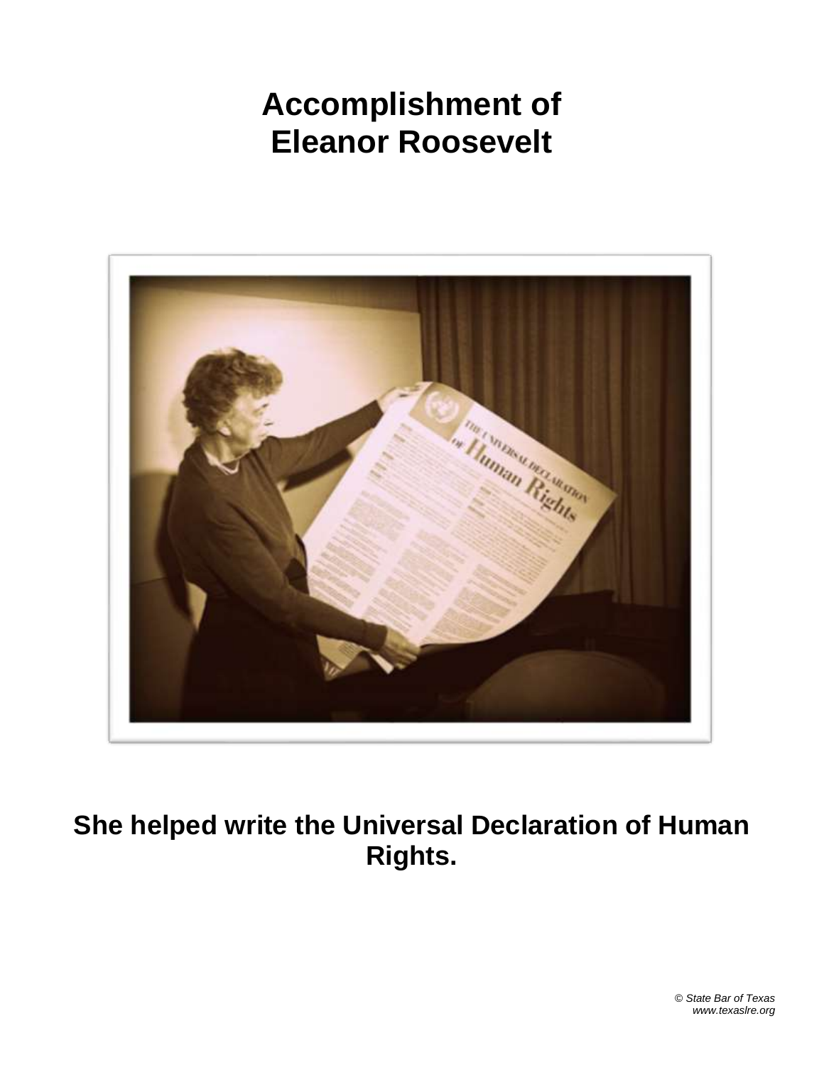# Accomplishment of Eleanor Roosevelt

**She helped write the Universal Declaration of Human Rights.**

*© State Bar of Texas*
*www.texaslre.org*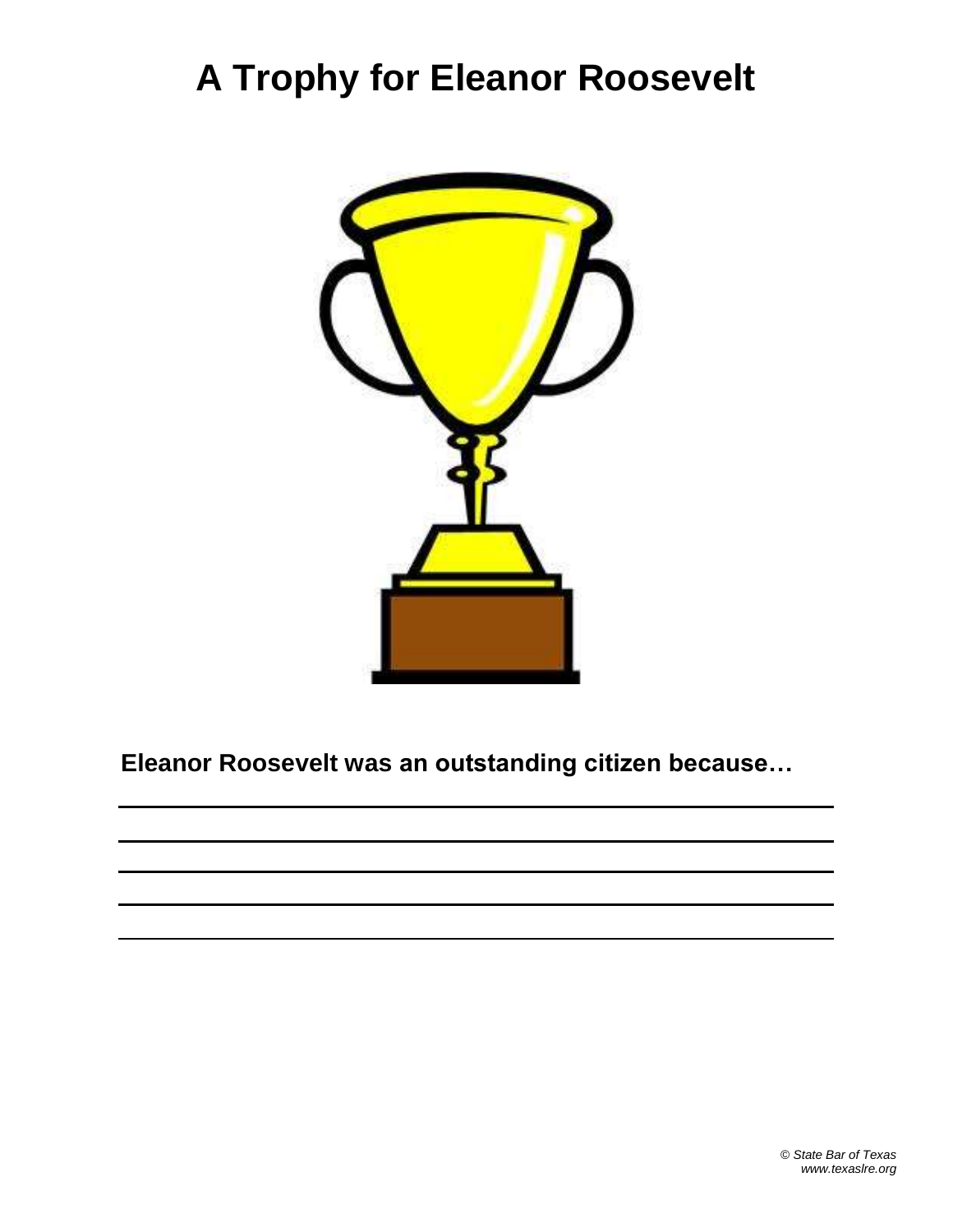# A Trophy for Eleanor Roosevelt

**Eleanor Roosevelt was an outstanding citizen because…**

\_\_\_\_\_\_\_\_\_\_\_\_\_\_\_\_\_\_\_\_\_\_\_\_\_\_\_\_\_\_\_\_\_\_\_\_\_\_\_\_\_\_\_\_\_\_\_\_

\_\_\_\_\_\_\_\_\_\_\_\_\_\_\_\_\_\_\_\_\_\_\_\_\_\_\_\_\_\_\_\_\_\_\_\_\_\_\_\_\_\_\_\_\_\_\_\_

\_\_\_\_\_\_\_\_\_\_\_\_\_\_\_\_\_\_\_\_\_\_\_\_\_\_\_\_\_\_\_\_\_\_\_\_\_\_\_\_\_\_\_\_\_\_\_\_

\_\_\_\_\_\_\_\_\_\_\_\_\_\_\_\_\_\_\_\_\_\_\_\_\_\_\_\_\_\_\_\_\_\_\_\_\_\_\_\_\_\_\_\_\_\_\_\_

\_\_\_\_\_\_\_\_\_\_\_\_\_\_\_\_\_\_\_\_\_\_\_\_\_\_\_\_\_\_\_\_\_\_\_\_\_\_\_\_\_\_\_\_\_\_\_\_

*© State Bar of Texas*
*www.texaslre.org*